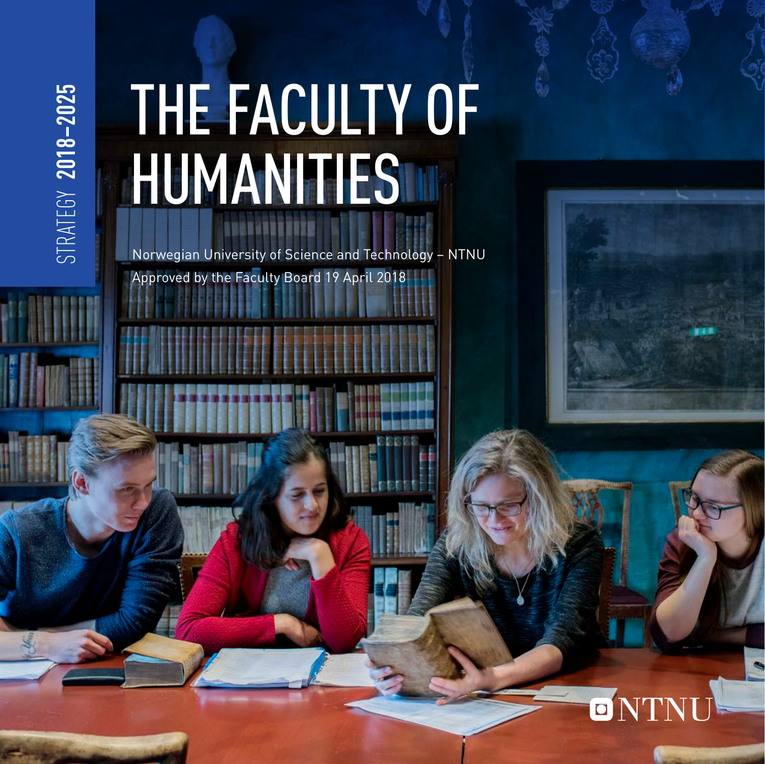STRATEGY **2018–2025**

# THE FACULTY OF HUMANITIES

Norwegian University of Science and Technology – NTNU

Approved by the Faculty Board 19 April 2018

NTNU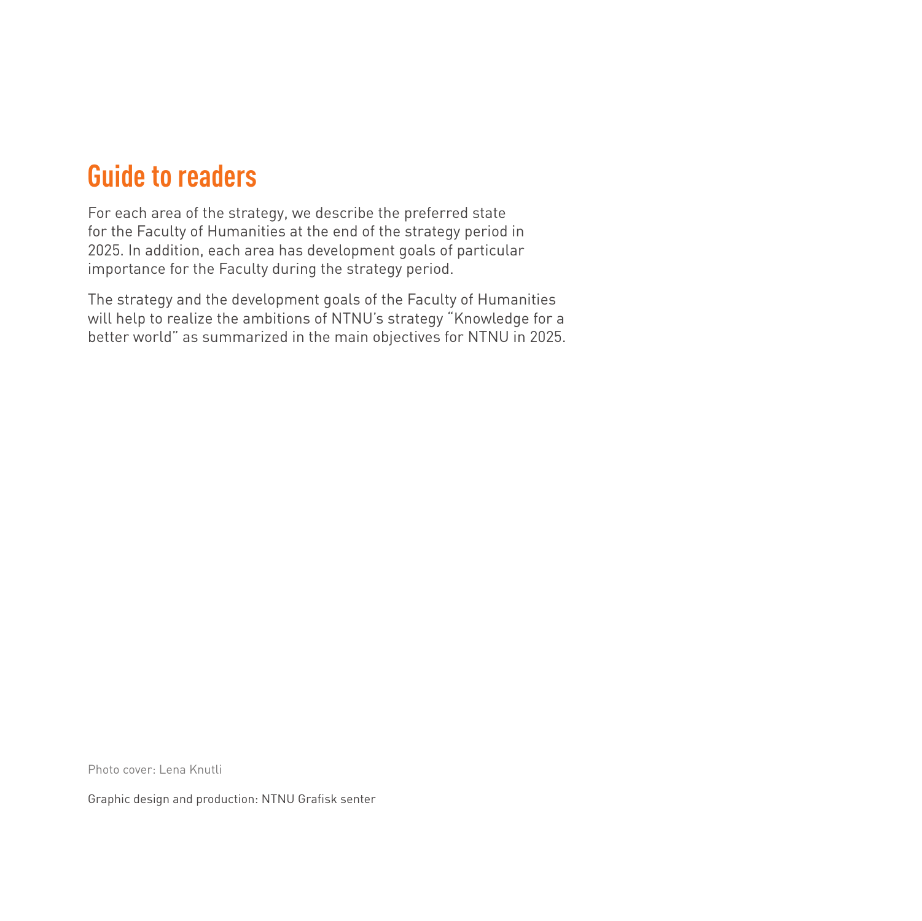# Guide to readers

For each area of the strategy, we describe the preferred state for the Faculty of Humanities at the end of the strategy period in 2025. In addition, each area has development goals of particular importance for the Faculty during the strategy period.

The strategy and the development goals of the Faculty of Humanities will help to realize the ambitions of NTNU's strategy "Knowledge for a better world" as summarized in the main objectives for NTNU in 2025.

Photo cover: Lena Knutli

Graphic design and production: NTNU Grafisk senter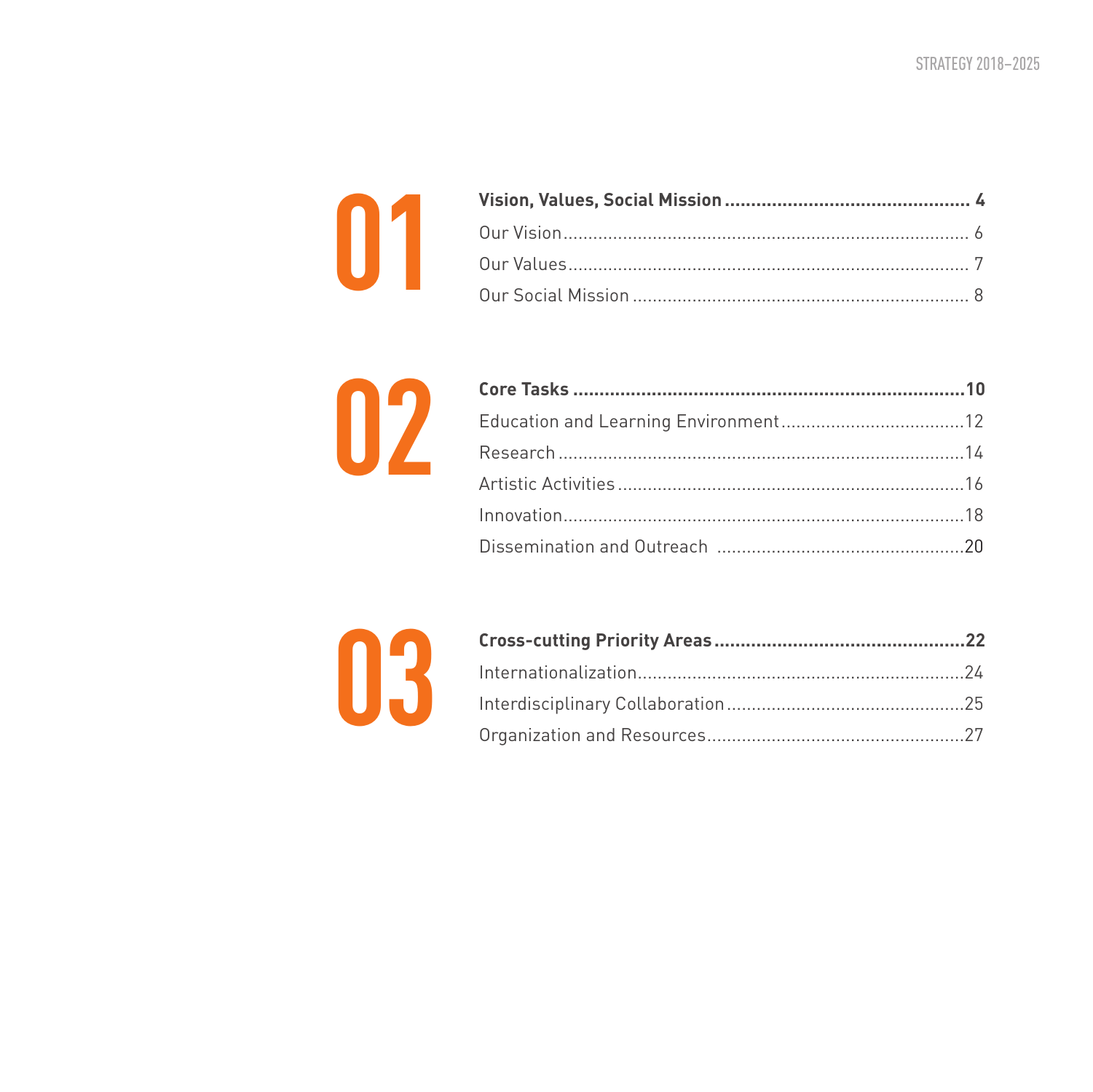## 01

**Vision, Values, Social Mission ............ 4**

Our Vision ............ 6

Our Values ............ 7

Our Social Mission ............ 8

## 02

**Core Tasks ............ 10**

Education and Learning Environment ............ 12

Research ............ 14

Artistic Activities ............ 16

Innovation ............ 18

Dissemination and Outreach ............ 20

## 03

**Cross-cutting Priority Areas ............ 22**

Internationalization ............ 24

Interdisciplinary Collaboration ............ 25

Organization and Resources ............ 27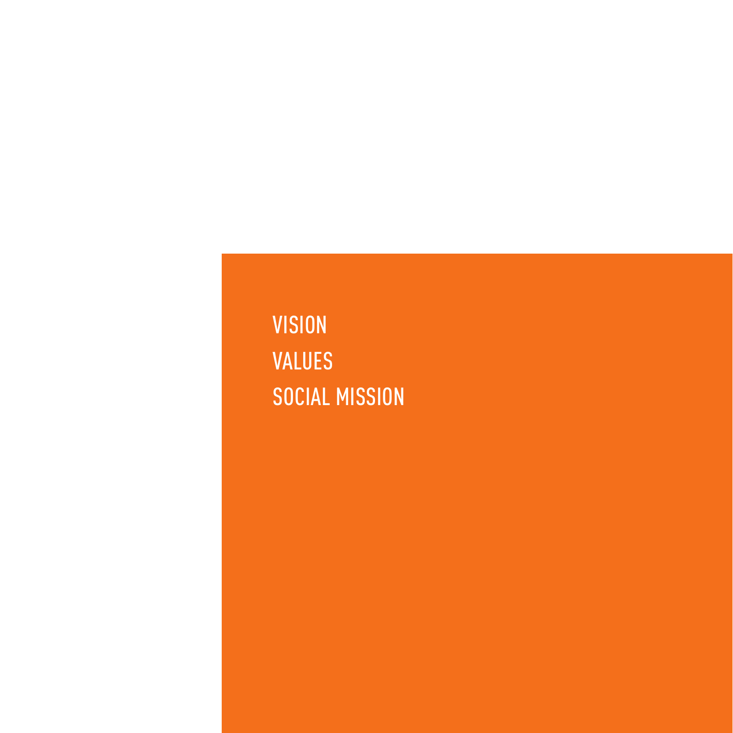VISION

VALUES

SOCIAL MISSION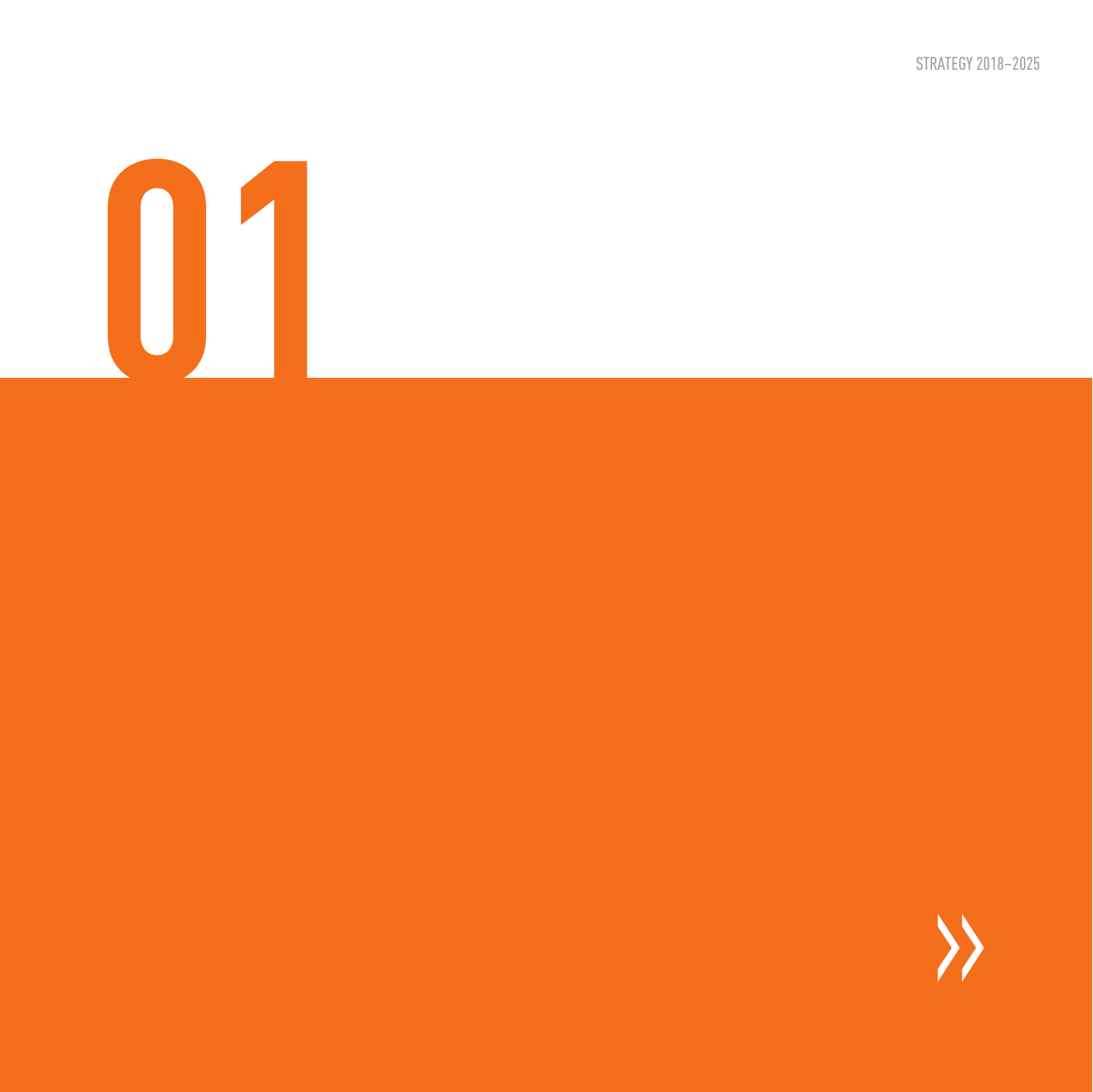# 01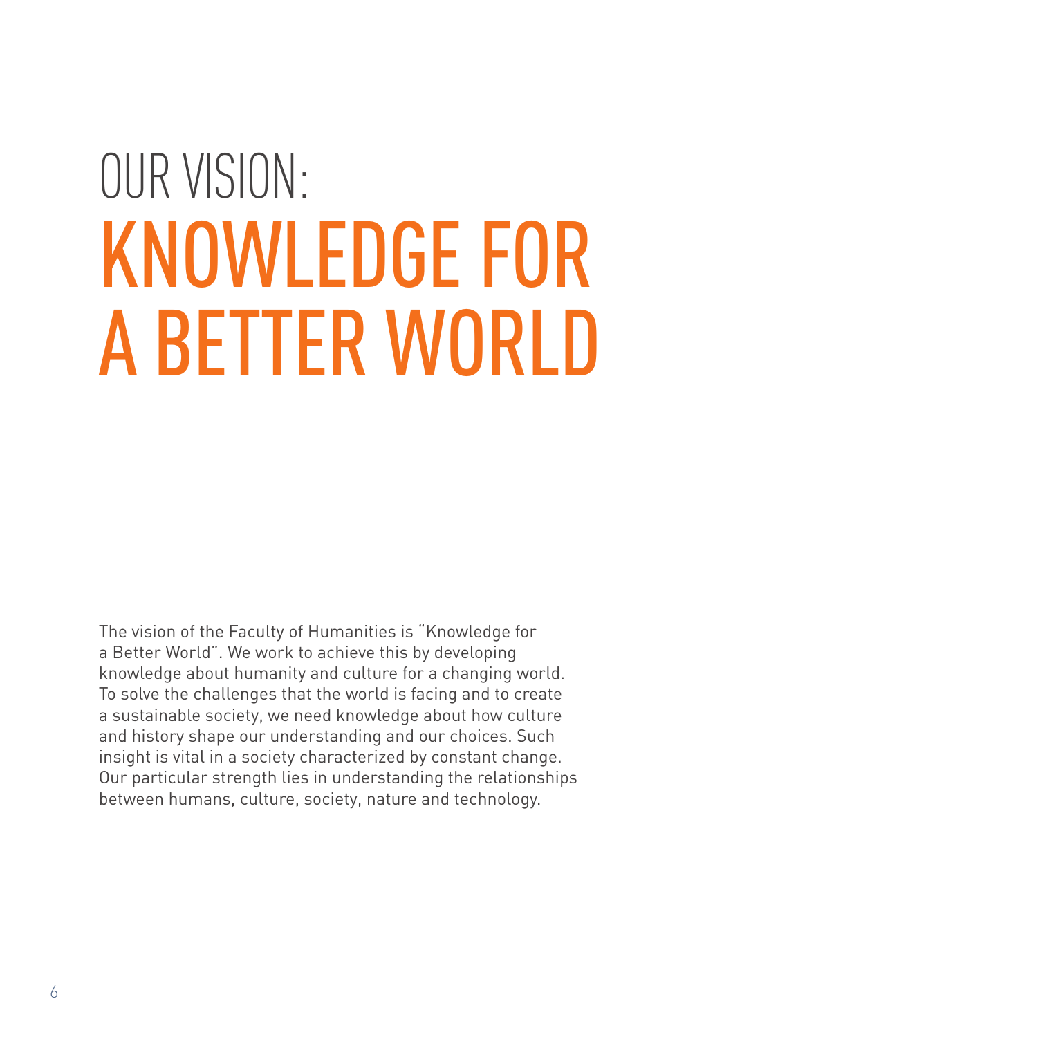# OUR VISION: KNOWLEDGE FOR A BETTER WORLD

The vision of the Faculty of Humanities is "Knowledge for a Better World". We work to achieve this by developing knowledge about humanity and culture for a changing world. To solve the challenges that the world is facing and to create a sustainable society, we need knowledge about how culture and history shape our understanding and our choices. Such insight is vital in a society characterized by constant change. Our particular strength lies in understanding the relationships between humans, culture, society, nature and technology.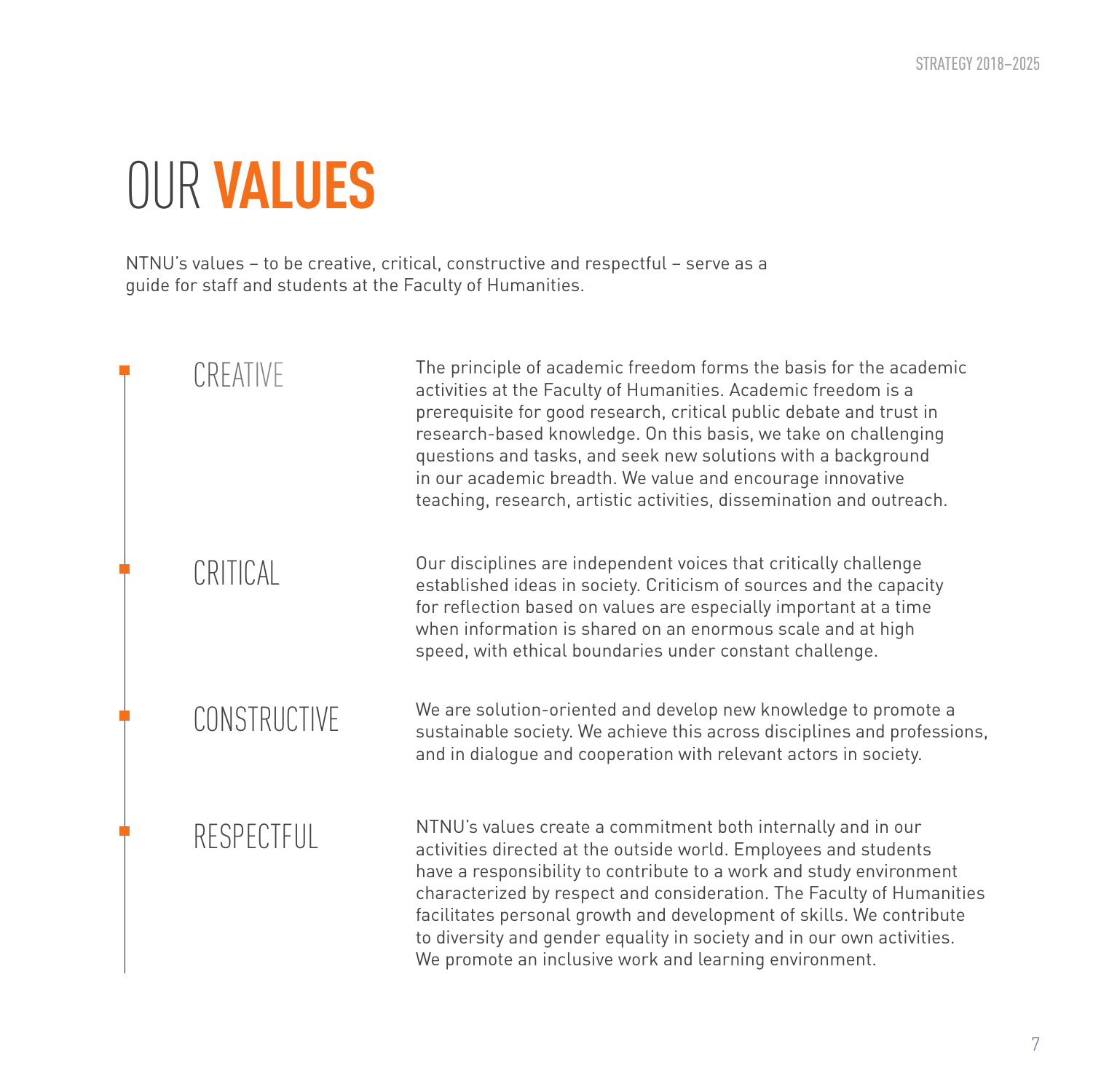# OUR **VALUES**

NTNU's values – to be creative, critical, constructive and respectful – serve as a guide for staff and students at the Faculty of Humanities.

## CREATIVE

The principle of academic freedom forms the basis for the academic activities at the Faculty of Humanities. Academic freedom is a prerequisite for good research, critical public debate and trust in research-based knowledge. On this basis, we take on challenging questions and tasks, and seek new solutions with a background in our academic breadth. We value and encourage innovative teaching, research, artistic activities, dissemination and outreach.

## CRITICAL

Our disciplines are independent voices that critically challenge established ideas in society. Criticism of sources and the capacity for reflection based on values are especially important at a time when information is shared on an enormous scale and at high speed, with ethical boundaries under constant challenge.

## CONSTRUCTIVE

We are solution-oriented and develop new knowledge to promote a sustainable society. We achieve this across disciplines and professions, and in dialogue and cooperation with relevant actors in society.

## RESPECTFUL

NTNU's values create a commitment both internally and in our activities directed at the outside world. Employees and students have a responsibility to contribute to a work and study environment characterized by respect and consideration. The Faculty of Humanities facilitates personal growth and development of skills. We contribute to diversity and gender equality in society and in our own activities. We promote an inclusive work and learning environment.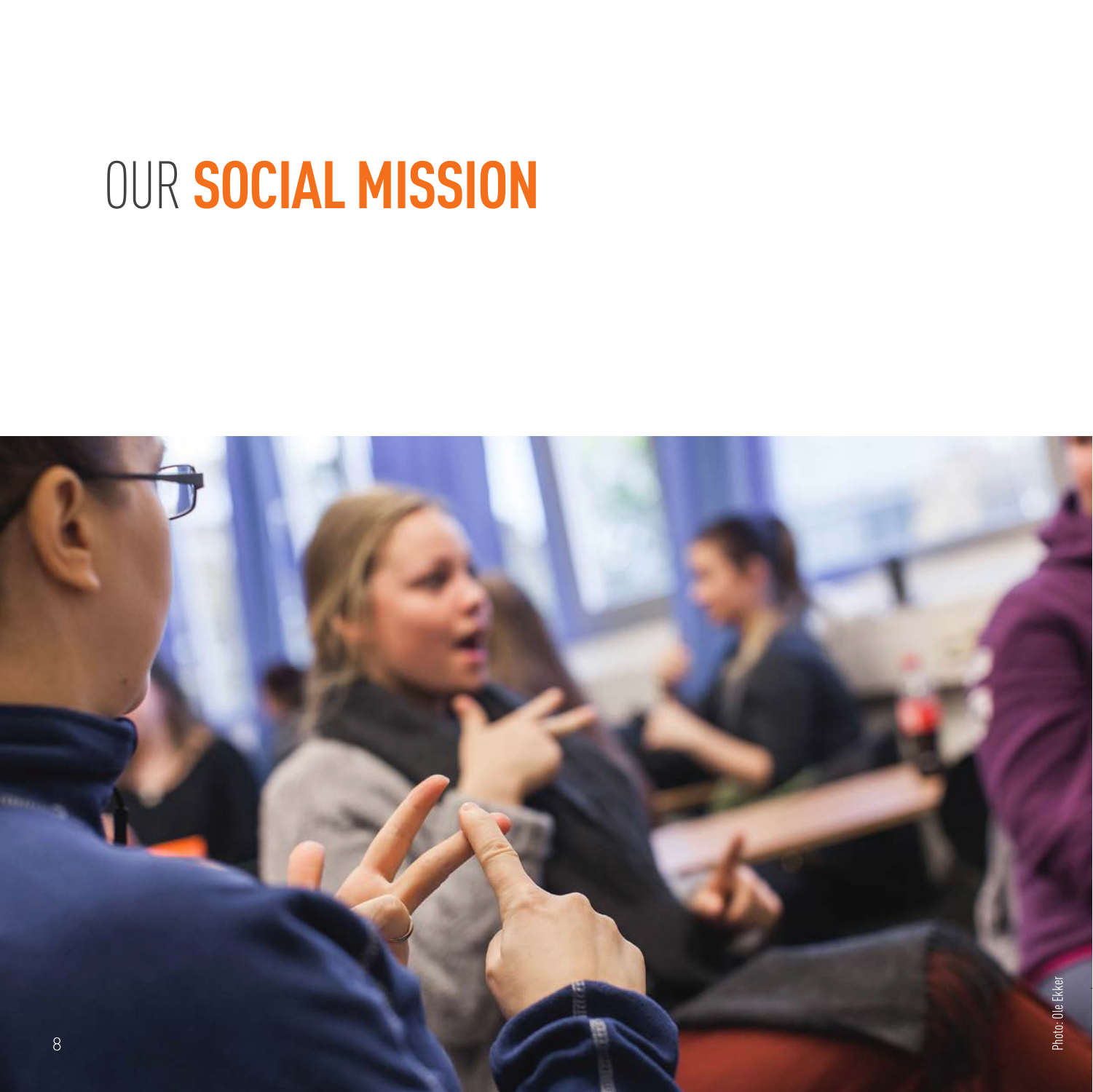# OUR **SOCIAL MISSION**

Photo: Ole Ekker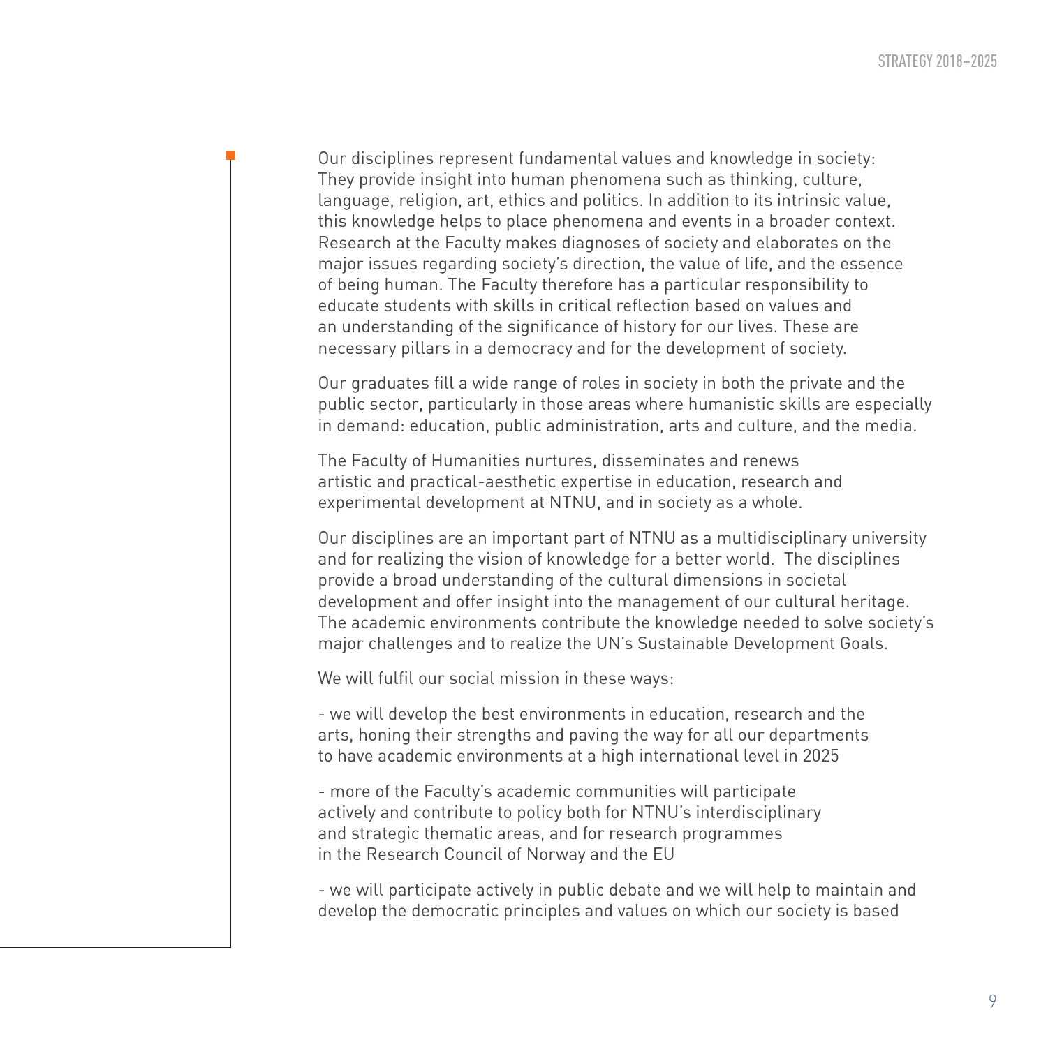Our disciplines represent fundamental values and knowledge in society: They provide insight into human phenomena such as thinking, culture, language, religion, art, ethics and politics. In addition to its intrinsic value, this knowledge helps to place phenomena and events in a broader context. Research at the Faculty makes diagnoses of society and elaborates on the major issues regarding society's direction, the value of life, and the essence of being human. The Faculty therefore has a particular responsibility to educate students with skills in critical reflection based on values and an understanding of the significance of history for our lives. These are necessary pillars in a democracy and for the development of society.

Our graduates fill a wide range of roles in society in both the private and the public sector, particularly in those areas where humanistic skills are especially in demand: education, public administration, arts and culture, and the media.

The Faculty of Humanities nurtures, disseminates and renews artistic and practical-aesthetic expertise in education, research and experimental development at NTNU, and in society as a whole.

Our disciplines are an important part of NTNU as a multidisciplinary university and for realizing the vision of knowledge for a better world. The disciplines provide a broad understanding of the cultural dimensions in societal development and offer insight into the management of our cultural heritage. The academic environments contribute the knowledge needed to solve society's major challenges and to realize the UN's Sustainable Development Goals.

We will fulfil our social mission in these ways:

- we will develop the best environments in education, research and the arts, honing their strengths and paving the way for all our departments to have academic environments at a high international level in 2025

- more of the Faculty's academic communities will participate actively and contribute to policy both for NTNU's interdisciplinary and strategic thematic areas, and for research programmes in the Research Council of Norway and the EU

- we will participate actively in public debate and we will help to maintain and develop the democratic principles and values on which our society is based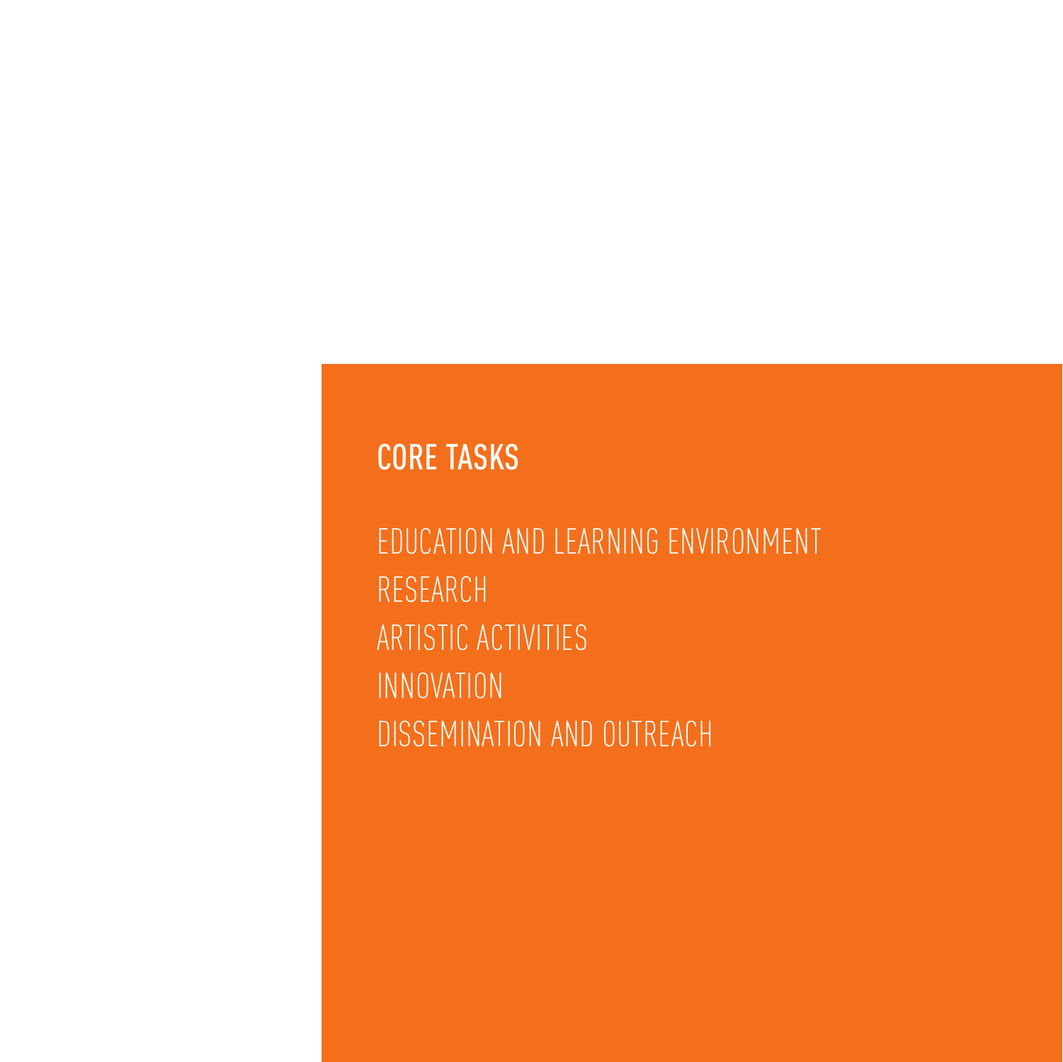## CORE TASKS

EDUCATION AND LEARNING ENVIRONMENT

RESEARCH

ARTISTIC ACTIVITIES

INNOVATION

DISSEMINATION AND OUTREACH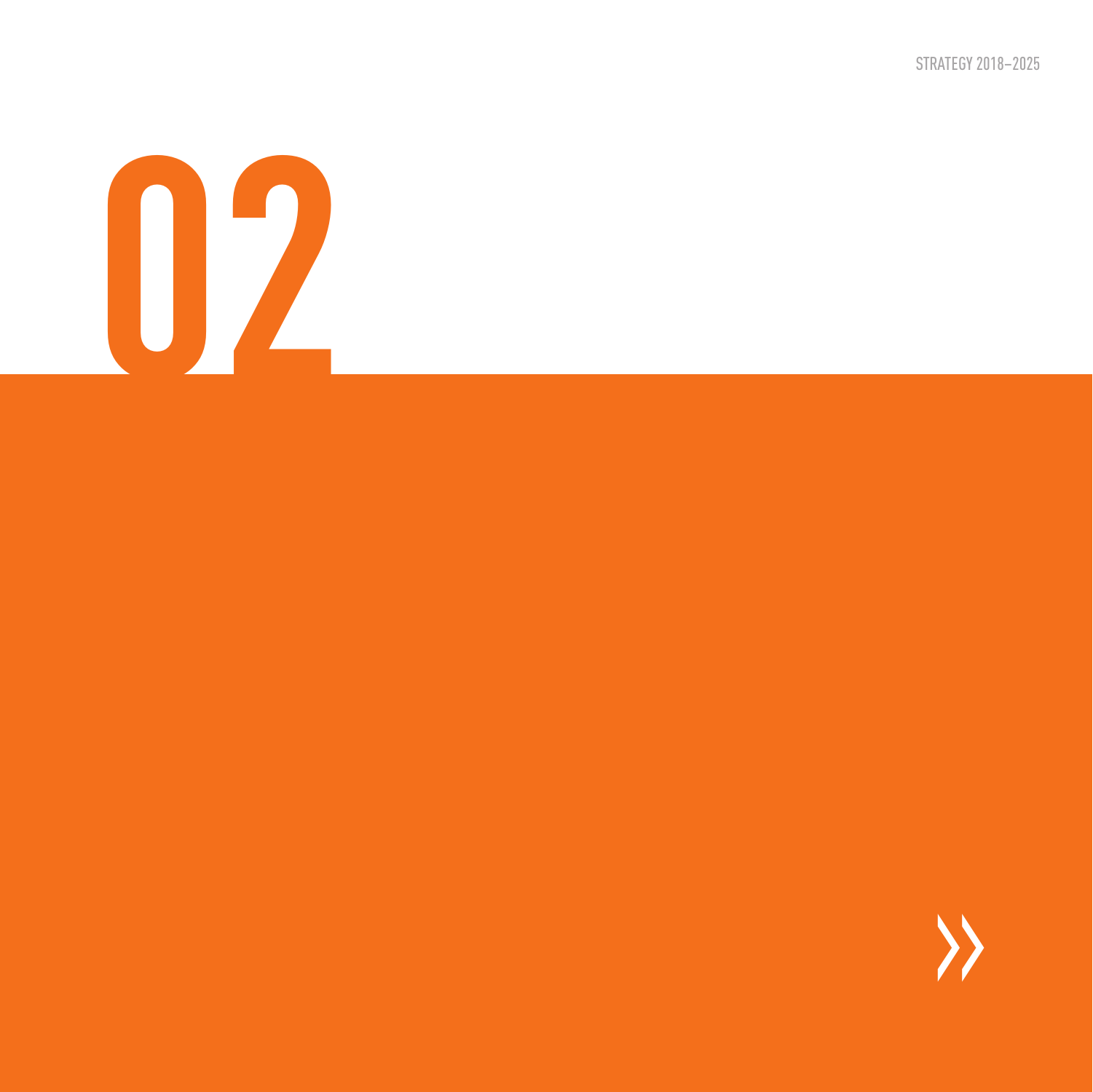# 02

»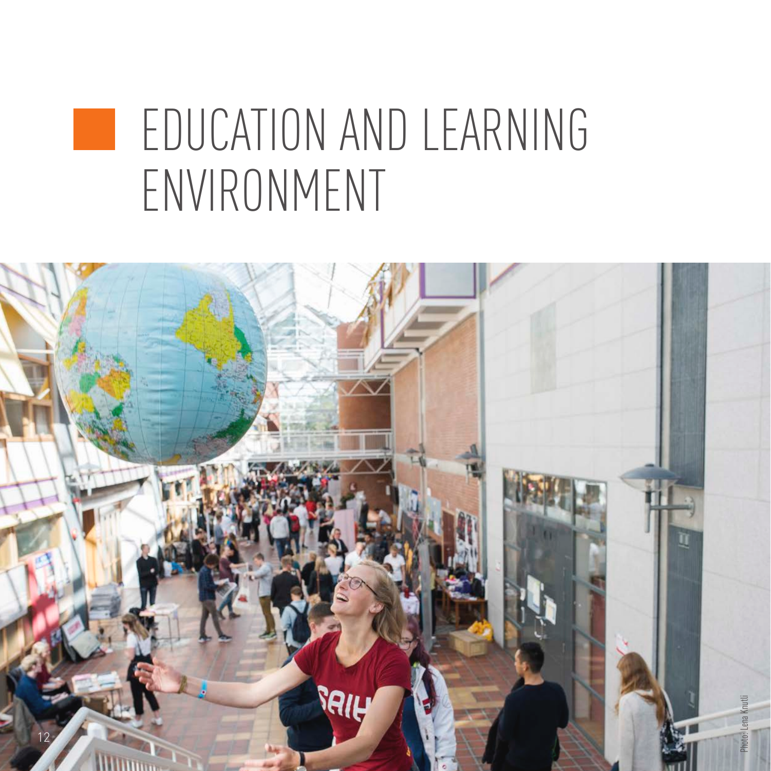# EDUCATION AND LEARNING ENVIRONMENT

Photo: Lena Knutli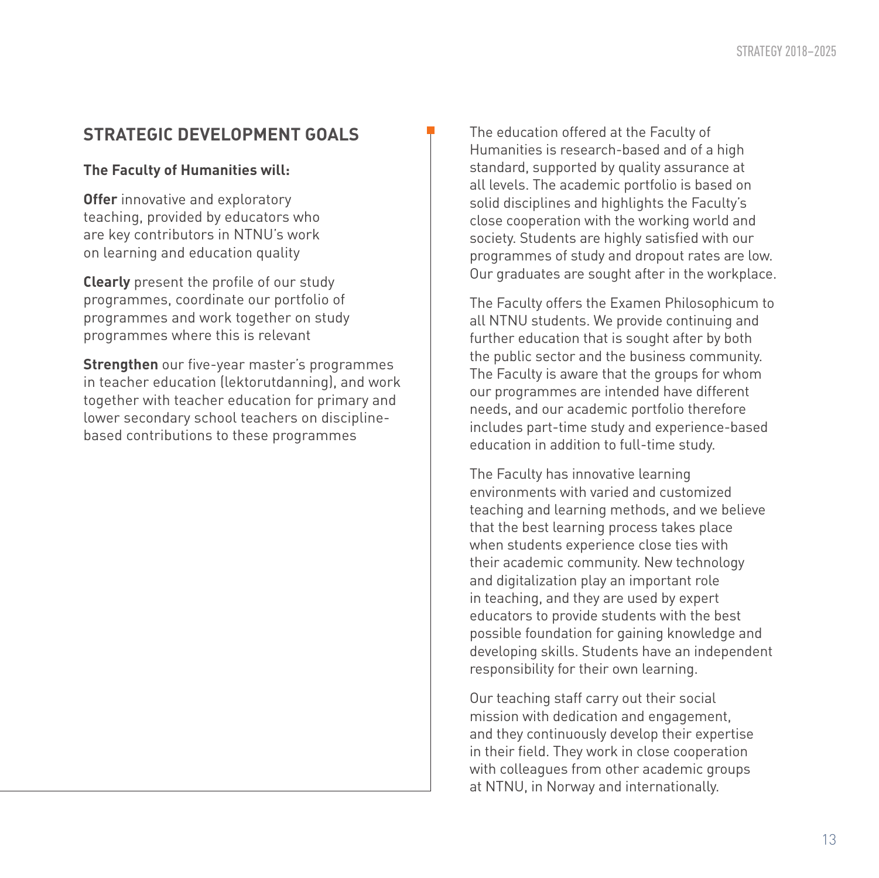## STRATEGIC DEVELOPMENT GOALS

**The Faculty of Humanities will:**

**Offer** innovative and exploratory teaching, provided by educators who are key contributors in NTNU's work on learning and education quality

**Clearly** present the profile of our study programmes, coordinate our portfolio of programmes and work together on study programmes where this is relevant

**Strengthen** our five-year master's programmes in teacher education (lektorutdanning), and work together with teacher education for primary and lower secondary school teachers on discipline-based contributions to these programmes

The education offered at the Faculty of Humanities is research-based and of a high standard, supported by quality assurance at all levels. The academic portfolio is based on solid disciplines and highlights the Faculty's close cooperation with the working world and society. Students are highly satisfied with our programmes of study and dropout rates are low. Our graduates are sought after in the workplace.

The Faculty offers the Examen Philosophicum to all NTNU students. We provide continuing and further education that is sought after by both the public sector and the business community. The Faculty is aware that the groups for whom our programmes are intended have different needs, and our academic portfolio therefore includes part-time study and experience-based education in addition to full-time study.

The Faculty has innovative learning environments with varied and customized teaching and learning methods, and we believe that the best learning process takes place when students experience close ties with their academic community. New technology and digitalization play an important role in teaching, and they are used by expert educators to provide students with the best possible foundation for gaining knowledge and developing skills. Students have an independent responsibility for their own learning.

Our teaching staff carry out their social mission with dedication and engagement, and they continuously develop their expertise in their field. They work in close cooperation with colleagues from other academic groups at NTNU, in Norway and internationally.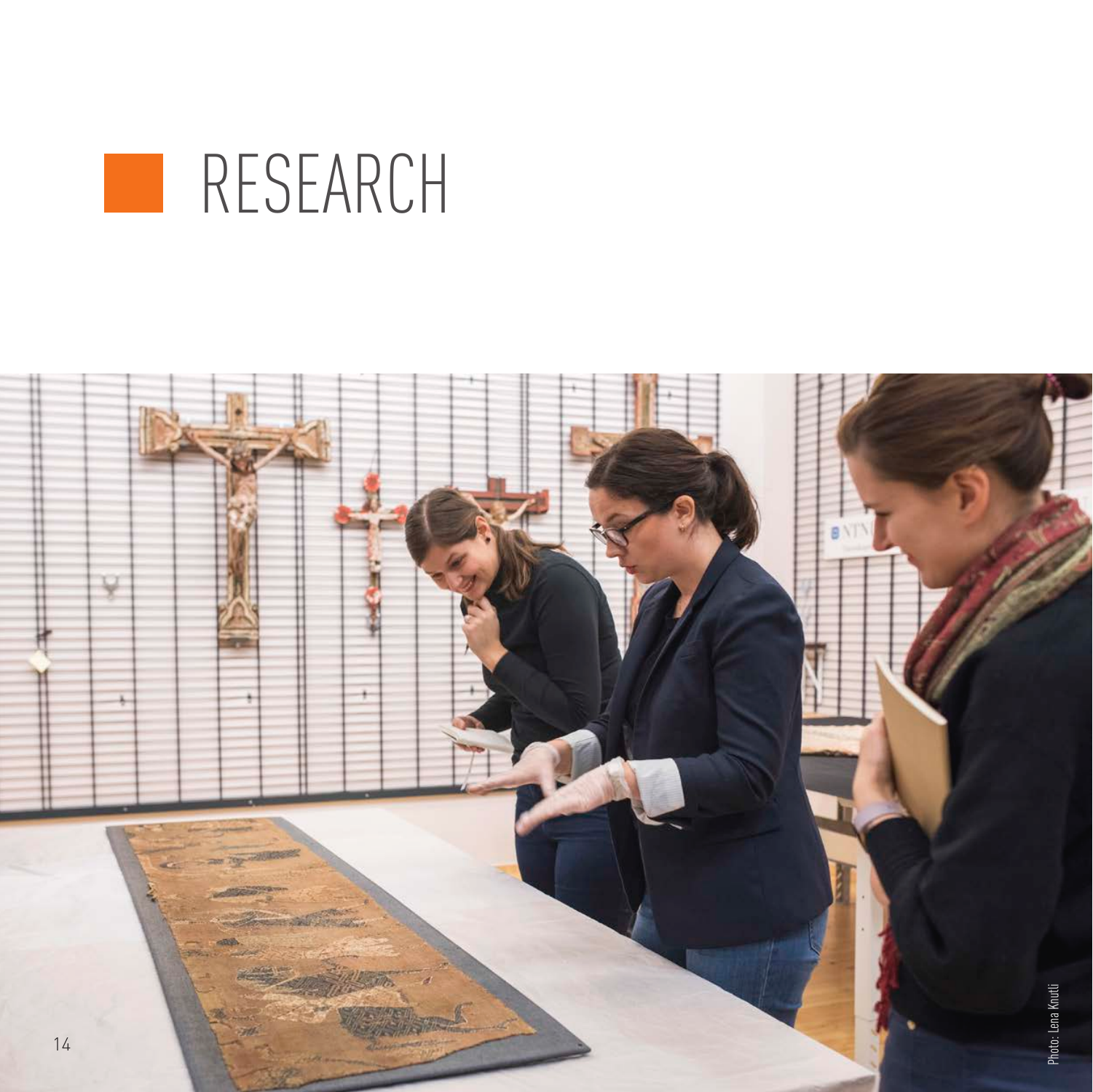# RESEARCH

Photo: Lena Knutli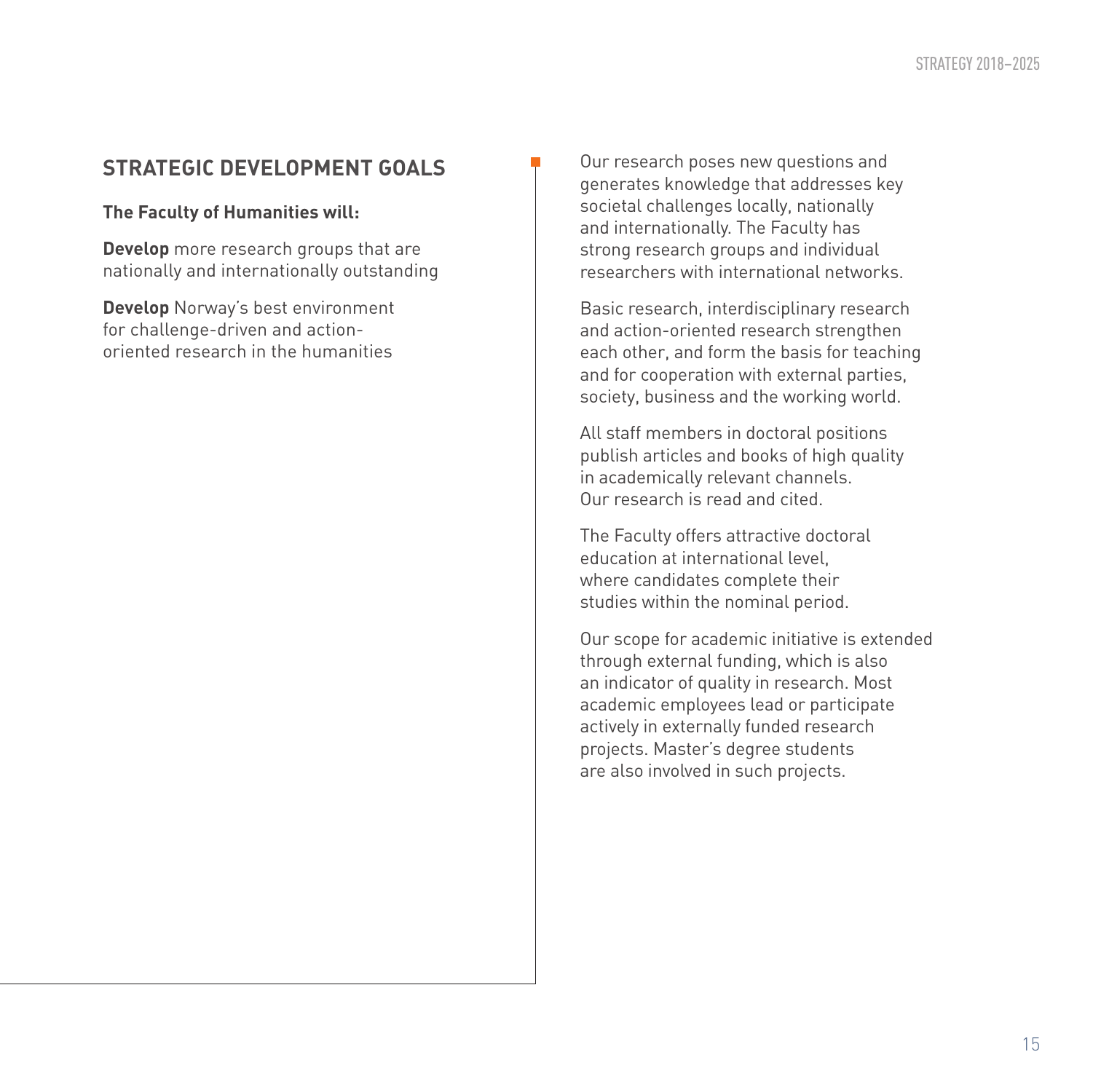## STRATEGIC DEVELOPMENT GOALS

**The Faculty of Humanities will:**

**Develop** more research groups that are nationally and internationally outstanding

**Develop** Norway's best environment for challenge-driven and action-oriented research in the humanities

Our research poses new questions and generates knowledge that addresses key societal challenges locally, nationally and internationally. The Faculty has strong research groups and individual researchers with international networks.

Basic research, interdisciplinary research and action-oriented research strengthen each other, and form the basis for teaching and for cooperation with external parties, society, business and the working world.

All staff members in doctoral positions publish articles and books of high quality in academically relevant channels. Our research is read and cited.

The Faculty offers attractive doctoral education at international level, where candidates complete their studies within the nominal period.

Our scope for academic initiative is extended through external funding, which is also an indicator of quality in research. Most academic employees lead or participate actively in externally funded research projects. Master's degree students are also involved in such projects.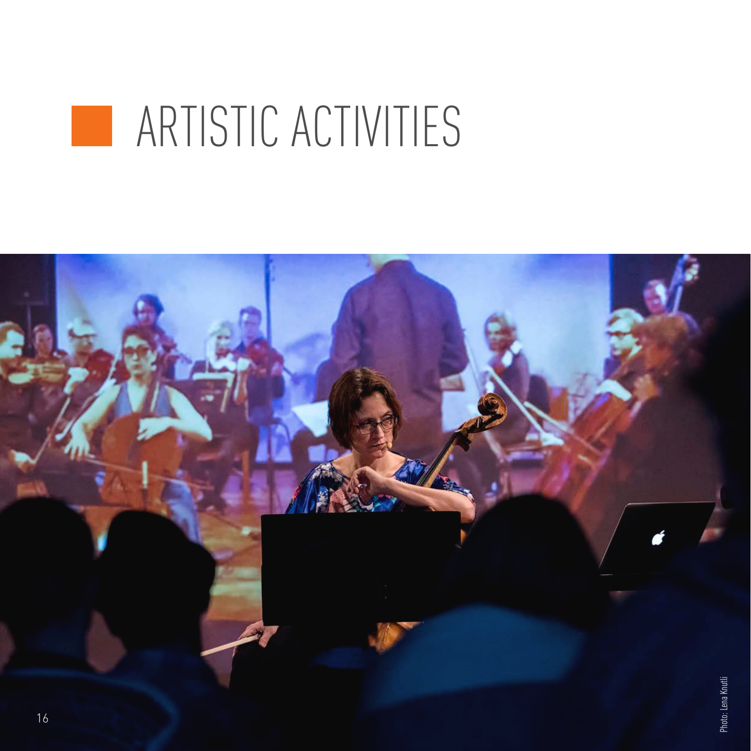# ARTISTIC ACTIVITIES

Photo: Lena Knutli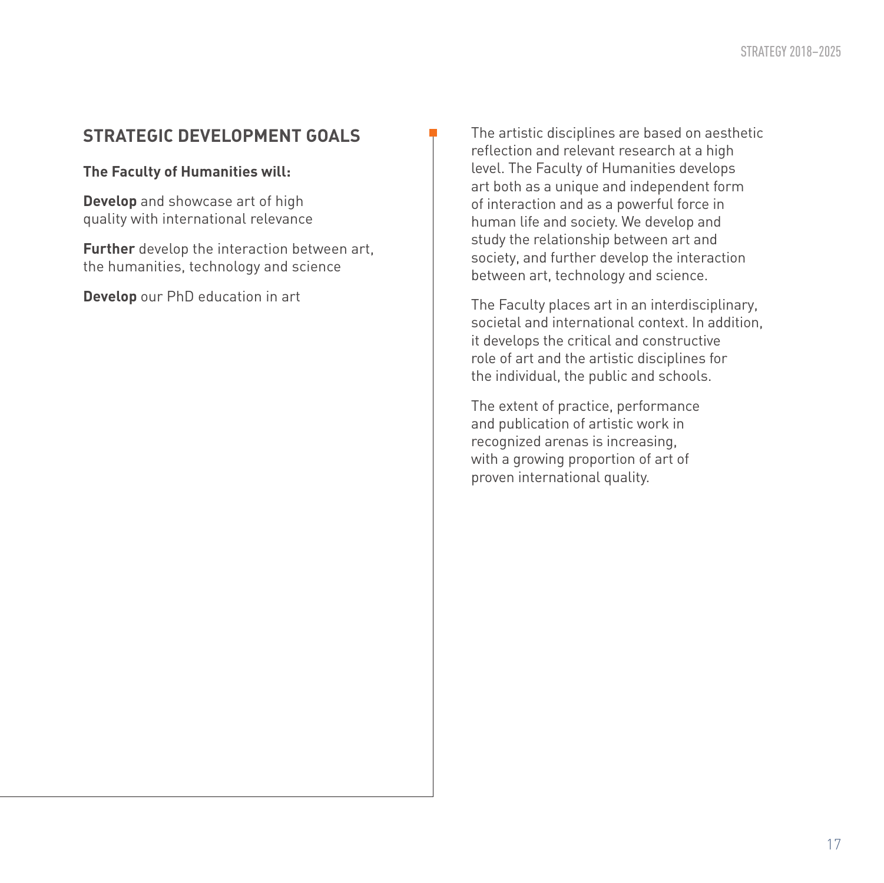## STRATEGIC DEVELOPMENT GOALS

**The Faculty of Humanities will:**

**Develop** and showcase art of high quality with international relevance

**Further** develop the interaction between art, the humanities, technology and science

**Develop** our PhD education in art

The artistic disciplines are based on aesthetic reflection and relevant research at a high level. The Faculty of Humanities develops art both as a unique and independent form of interaction and as a powerful force in human life and society. We develop and study the relationship between art and society, and further develop the interaction between art, technology and science.

The Faculty places art in an interdisciplinary, societal and international context. In addition, it develops the critical and constructive role of art and the artistic disciplines for the individual, the public and schools.

The extent of practice, performance and publication of artistic work in recognized arenas is increasing, with a growing proportion of art of proven international quality.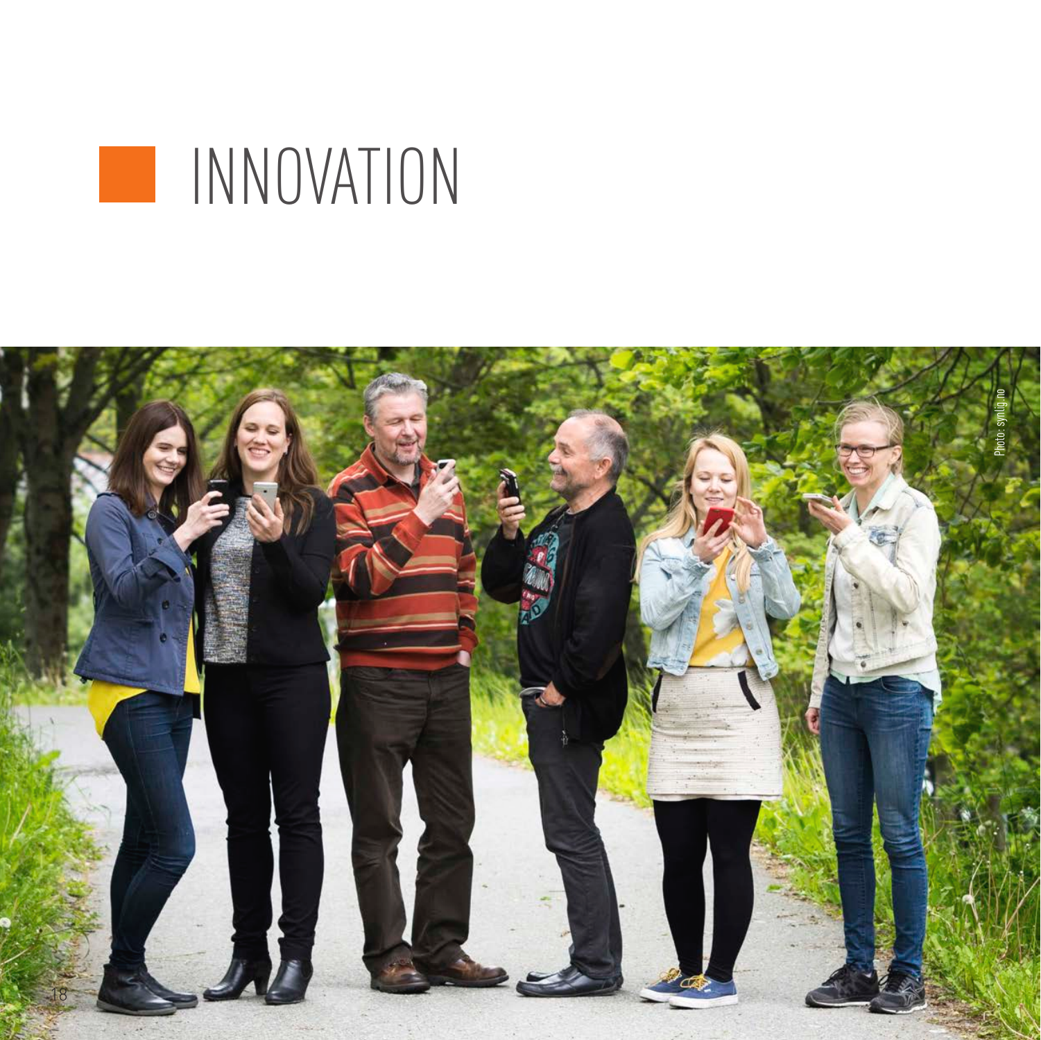# INNOVATION

Photo: synlig.no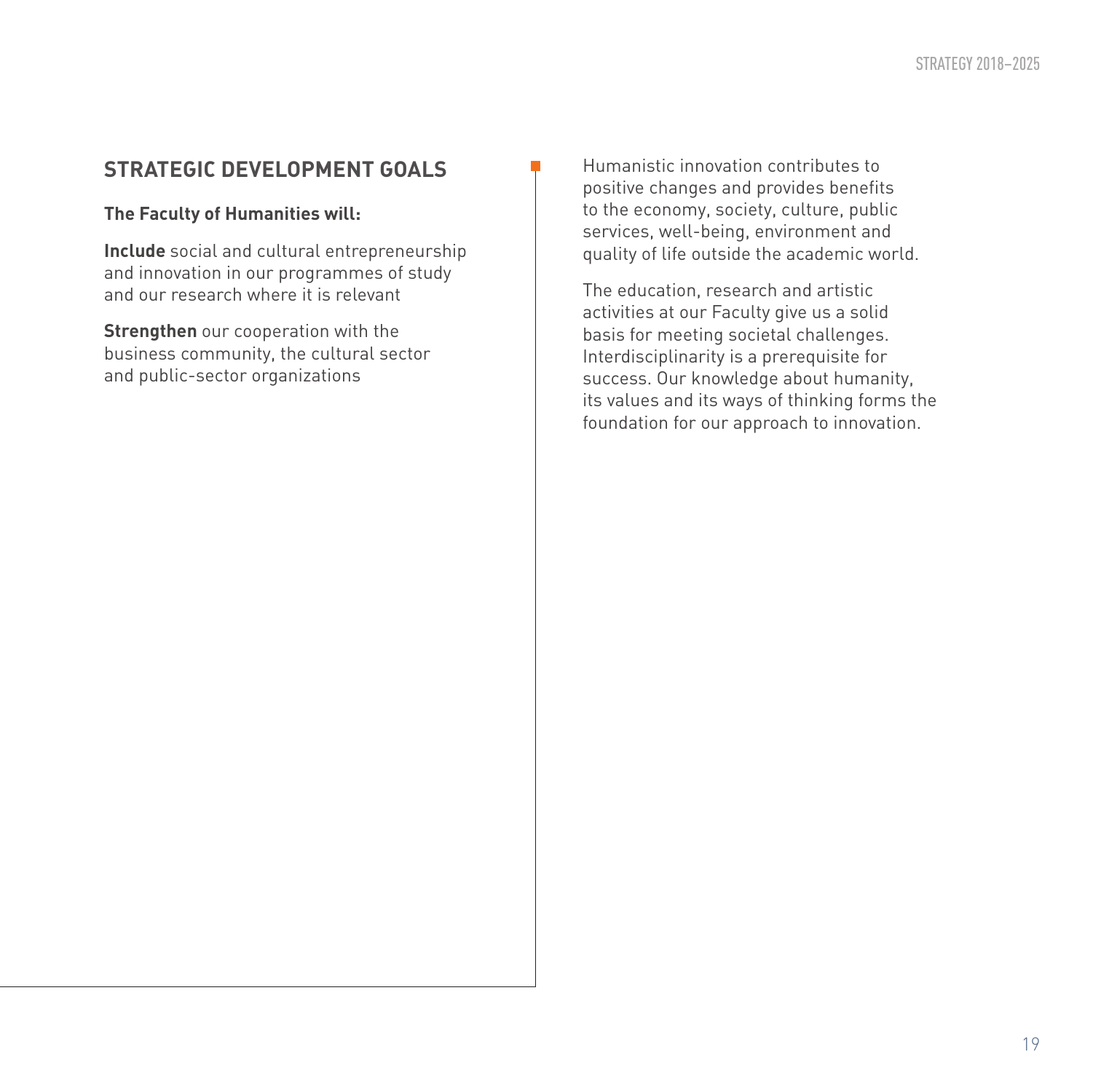## STRATEGIC DEVELOPMENT GOALS

**The Faculty of Humanities will:**

**Include** social and cultural entrepreneurship and innovation in our programmes of study and our research where it is relevant

**Strengthen** our cooperation with the business community, the cultural sector and public-sector organizations

Humanistic innovation contributes to positive changes and provides benefits to the economy, society, culture, public services, well-being, environment and quality of life outside the academic world.

The education, research and artistic activities at our Faculty give us a solid basis for meeting societal challenges. Interdisciplinarity is a prerequisite for success. Our knowledge about humanity, its values and its ways of thinking forms the foundation for our approach to innovation.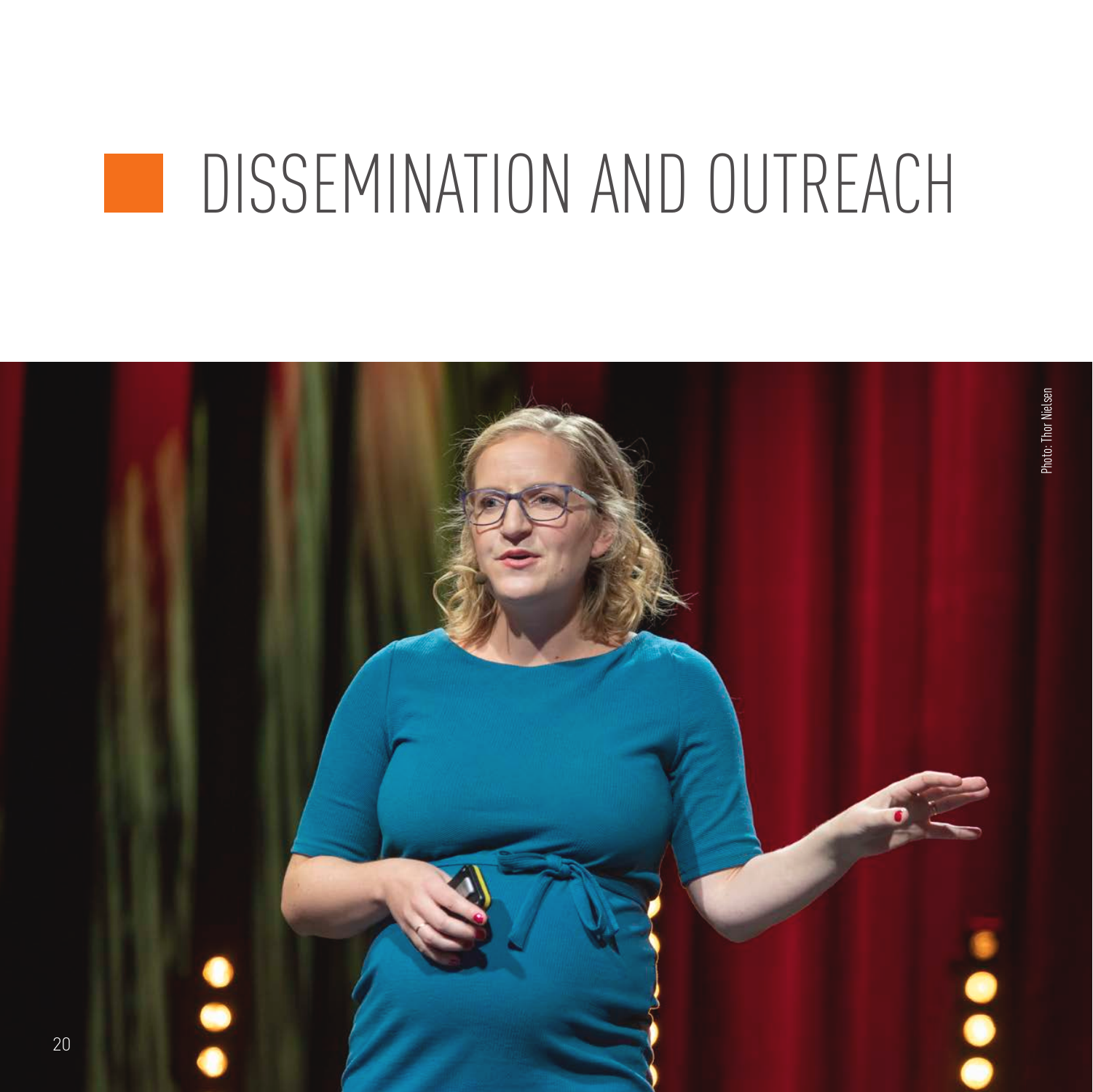# DISSEMINATION AND OUTREACH

Photo: Thor Nielsen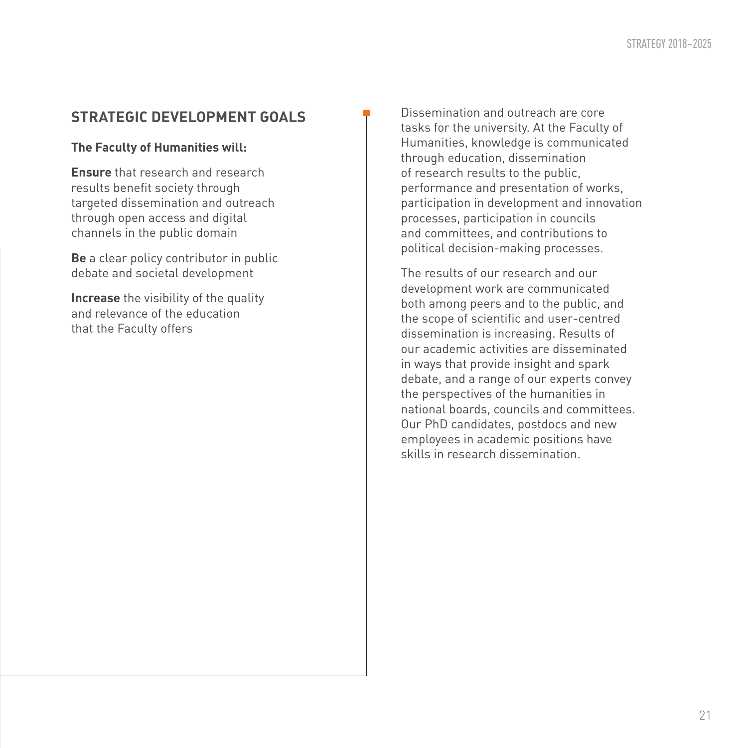## STRATEGIC DEVELOPMENT GOALS

**The Faculty of Humanities will:**

**Ensure** that research and research results benefit society through targeted dissemination and outreach through open access and digital channels in the public domain

**Be** a clear policy contributor in public debate and societal development

**Increase** the visibility of the quality and relevance of the education that the Faculty offers

Dissemination and outreach are core tasks for the university. At the Faculty of Humanities, knowledge is communicated through education, dissemination of research results to the public, performance and presentation of works, participation in development and innovation processes, participation in councils and committees, and contributions to political decision-making processes.

The results of our research and our development work are communicated both among peers and to the public, and the scope of scientific and user-centred dissemination is increasing. Results of our academic activities are disseminated in ways that provide insight and spark debate, and a range of our experts convey the perspectives of the humanities in national boards, councils and committees. Our PhD candidates, postdocs and new employees in academic positions have skills in research dissemination.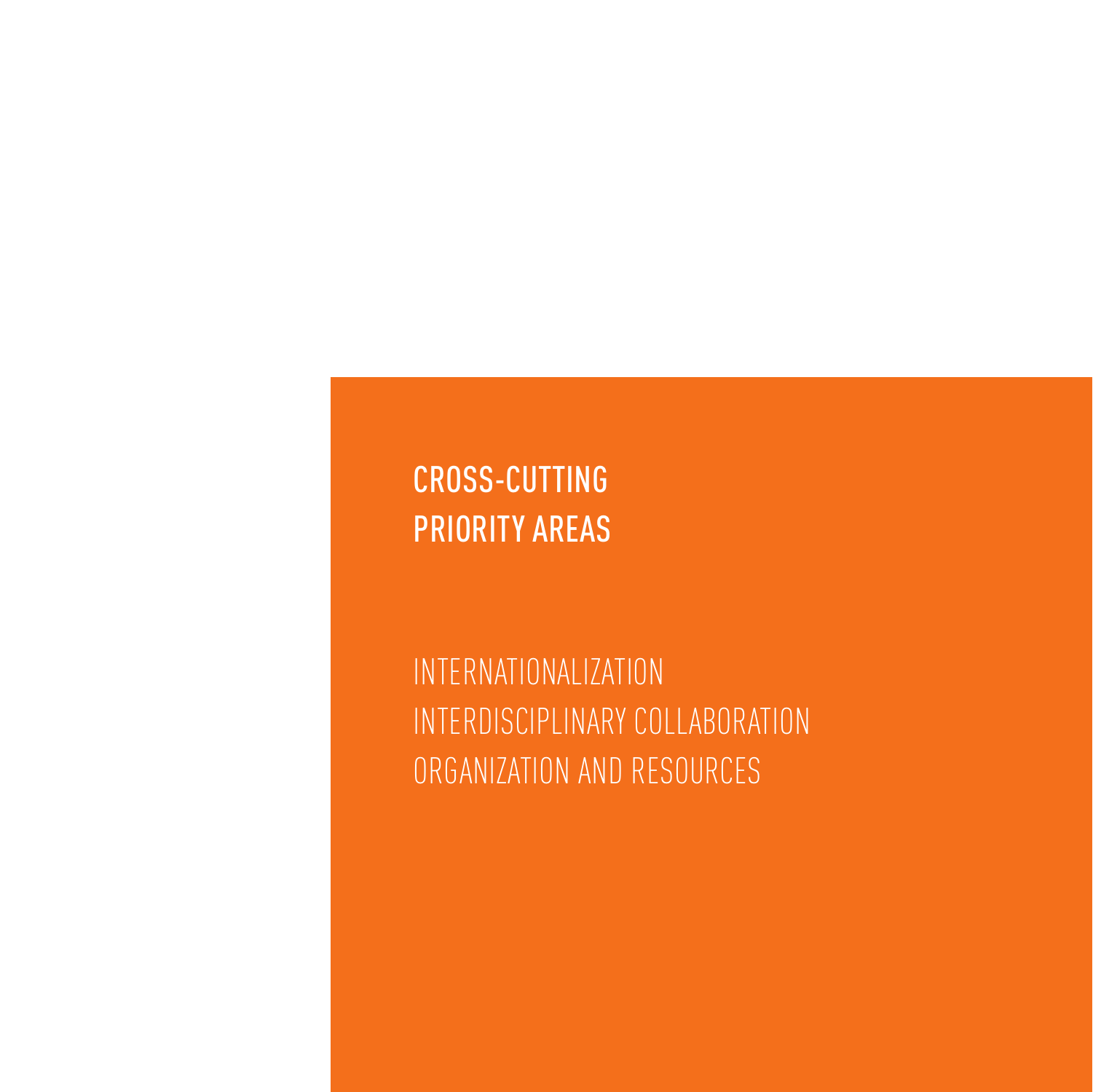# CROSS-CUTTING PRIORITY AREAS

INTERNATIONALIZATION
INTERDISCIPLINARY COLLABORATION
ORGANIZATION AND RESOURCES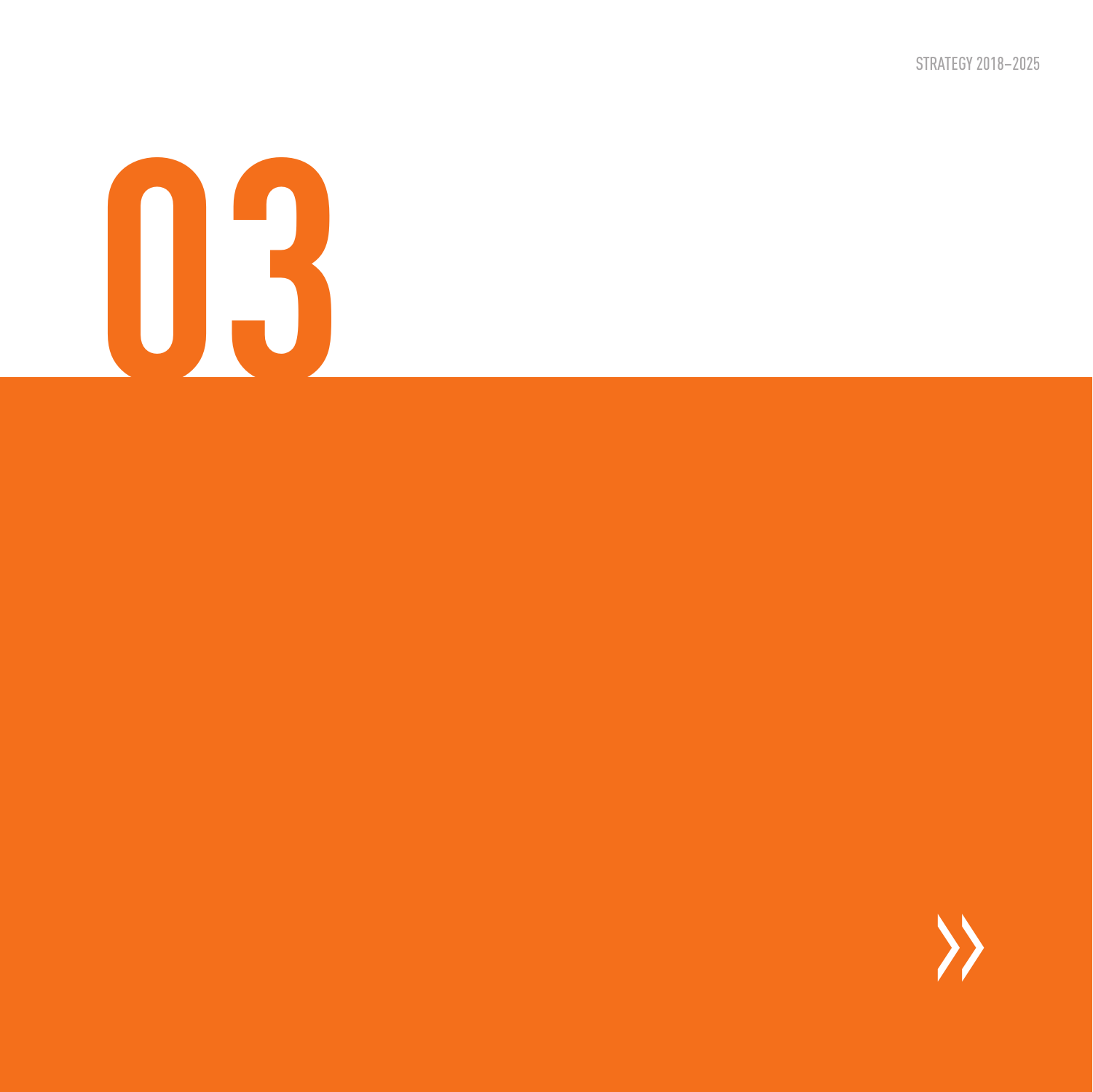# 03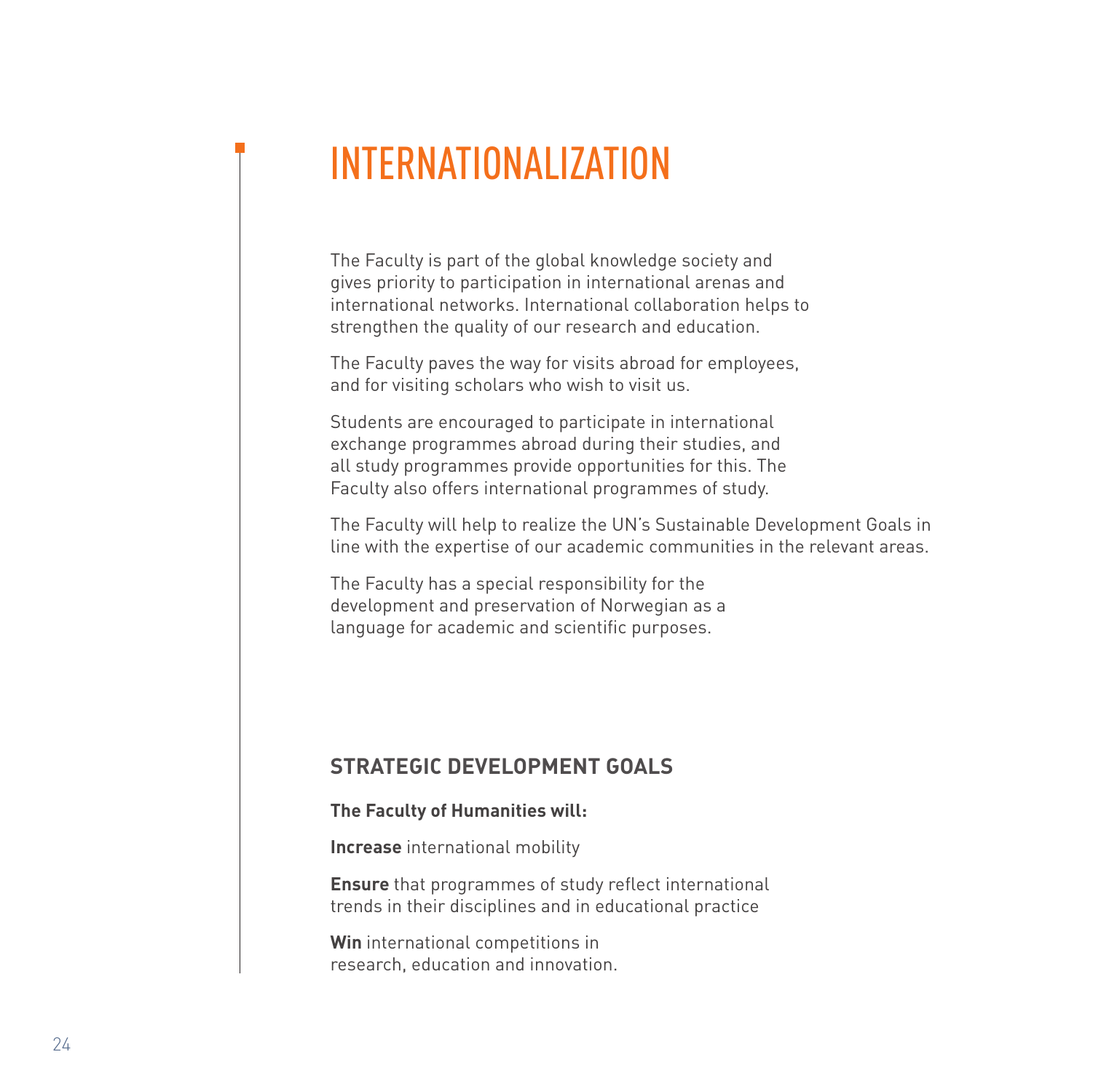# INTERNATIONALIZATION

The Faculty is part of the global knowledge society and gives priority to participation in international arenas and international networks. International collaboration helps to strengthen the quality of our research and education.

The Faculty paves the way for visits abroad for employees, and for visiting scholars who wish to visit us.

Students are encouraged to participate in international exchange programmes abroad during their studies, and all study programmes provide opportunities for this. The Faculty also offers international programmes of study.

The Faculty will help to realize the UN's Sustainable Development Goals in line with the expertise of our academic communities in the relevant areas.

The Faculty has a special responsibility for the development and preservation of Norwegian as a language for academic and scientific purposes.

## STRATEGIC DEVELOPMENT GOALS

**The Faculty of Humanities will:**

**Increase** international mobility

**Ensure** that programmes of study reflect international trends in their disciplines and in educational practice

**Win** international competitions in research, education and innovation.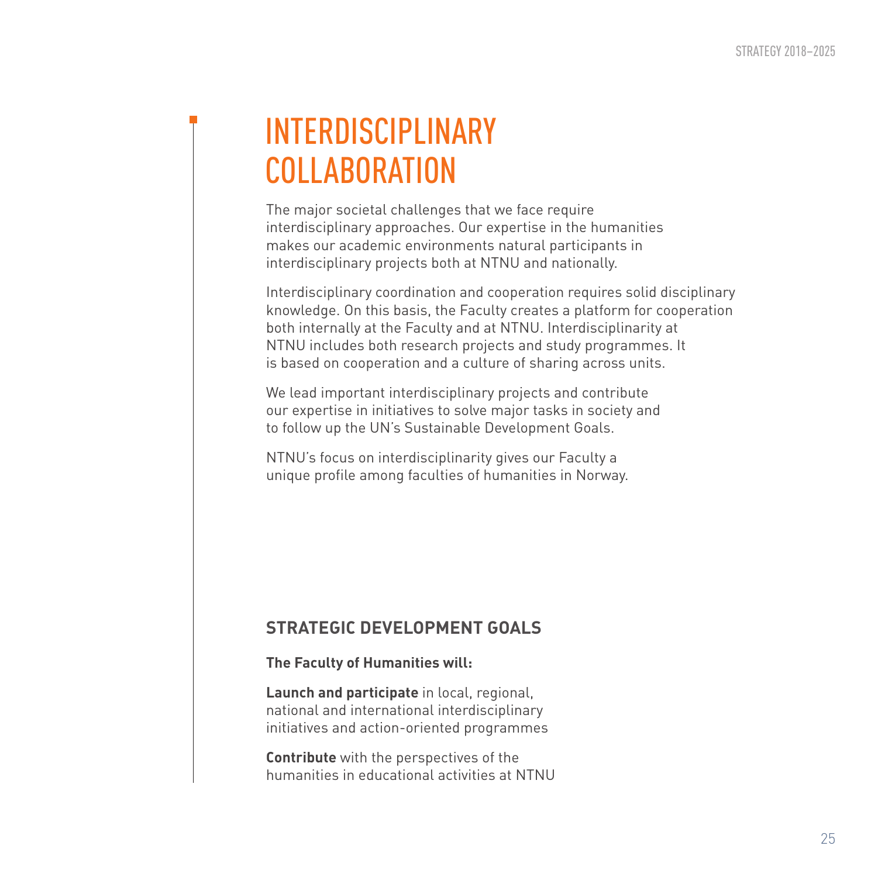# INTERDISCIPLINARY COLLABORATION

The major societal challenges that we face require interdisciplinary approaches. Our expertise in the humanities makes our academic environments natural participants in interdisciplinary projects both at NTNU and nationally.

Interdisciplinary coordination and cooperation requires solid disciplinary knowledge. On this basis, the Faculty creates a platform for cooperation both internally at the Faculty and at NTNU. Interdisciplinarity at NTNU includes both research projects and study programmes. It is based on cooperation and a culture of sharing across units.

We lead important interdisciplinary projects and contribute our expertise in initiatives to solve major tasks in society and to follow up the UN's Sustainable Development Goals.

NTNU's focus on interdisciplinarity gives our Faculty a unique profile among faculties of humanities in Norway.

## STRATEGIC DEVELOPMENT GOALS

**The Faculty of Humanities will:**

**Launch and participate** in local, regional, national and international interdisciplinary initiatives and action-oriented programmes

**Contribute** with the perspectives of the humanities in educational activities at NTNU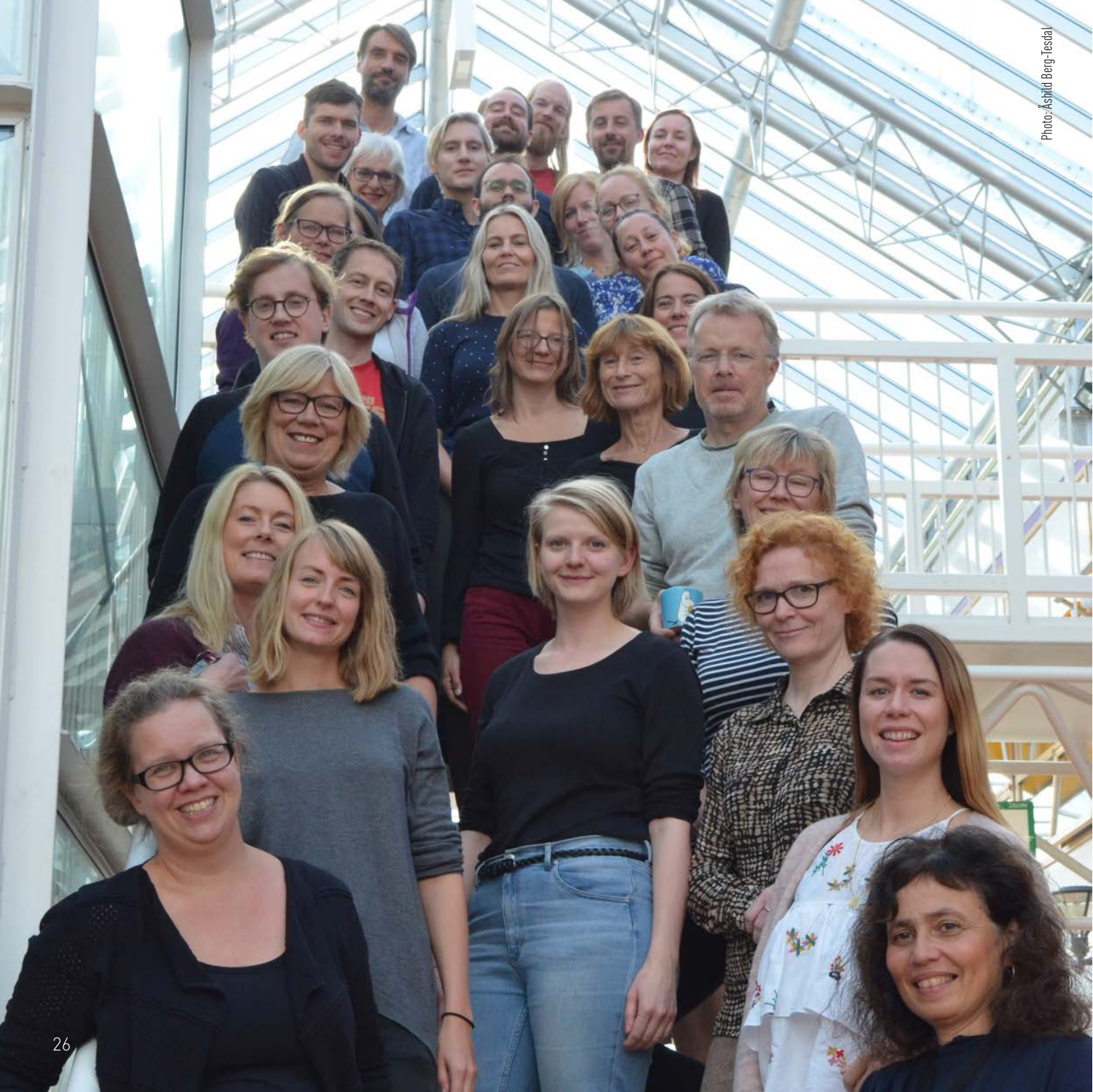Photo: Åshild Berg-Tesdal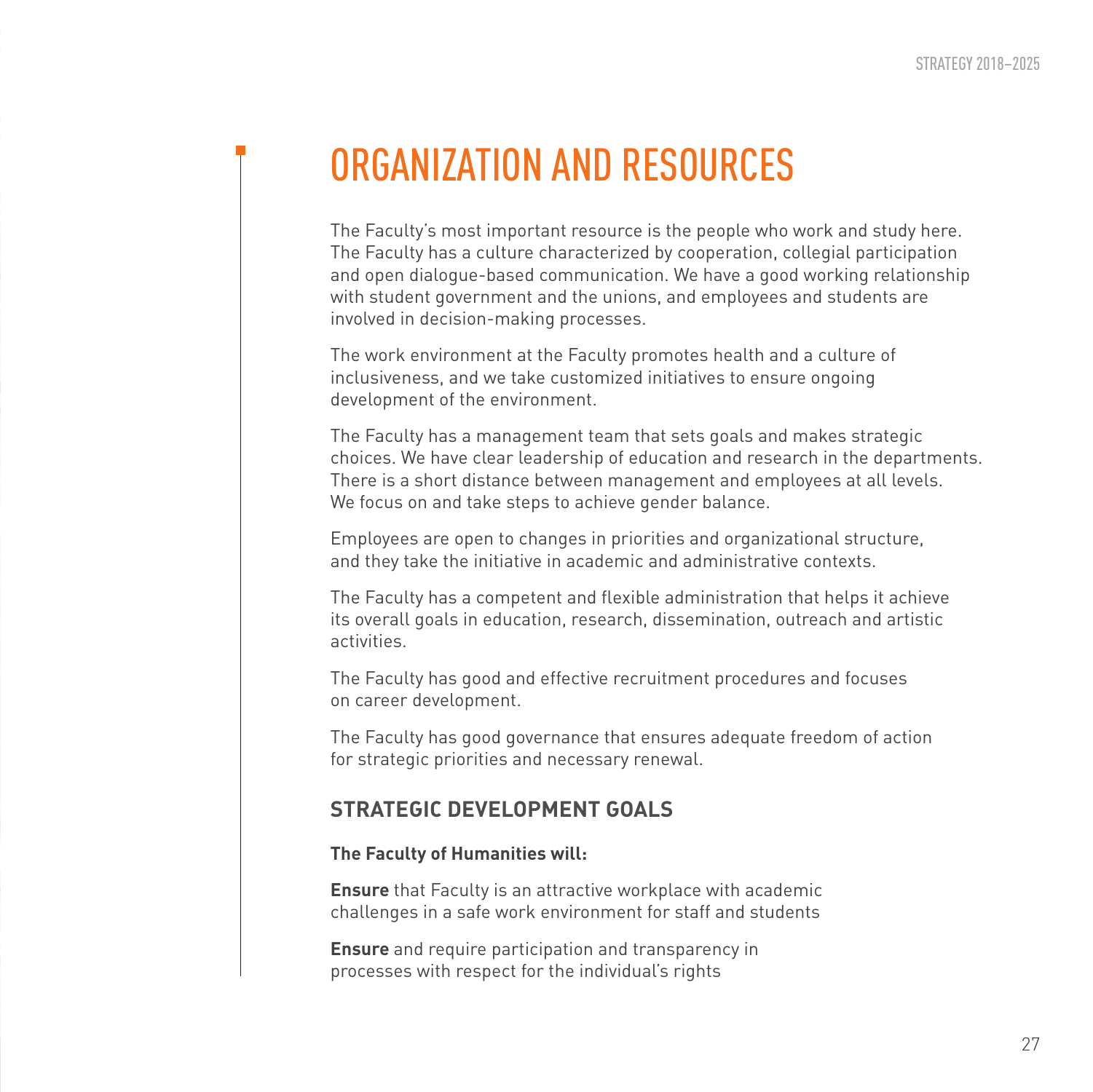# ORGANIZATION AND RESOURCES

The Faculty's most important resource is the people who work and study here. The Faculty has a culture characterized by cooperation, collegial participation and open dialogue-based communication. We have a good working relationship with student government and the unions, and employees and students are involved in decision-making processes.

The work environment at the Faculty promotes health and a culture of inclusiveness, and we take customized initiatives to ensure ongoing development of the environment.

The Faculty has a management team that sets goals and makes strategic choices. We have clear leadership of education and research in the departments. There is a short distance between management and employees at all levels. We focus on and take steps to achieve gender balance.

Employees are open to changes in priorities and organizational structure, and they take the initiative in academic and administrative contexts.

The Faculty has a competent and flexible administration that helps it achieve its overall goals in education, research, dissemination, outreach and artistic activities.

The Faculty has good and effective recruitment procedures and focuses on career development.

The Faculty has good governance that ensures adequate freedom of action for strategic priorities and necessary renewal.

## STRATEGIC DEVELOPMENT GOALS

**The Faculty of Humanities will:**

**Ensure** that Faculty is an attractive workplace with academic challenges in a safe work environment for staff and students

**Ensure** and require participation and transparency in processes with respect for the individual's rights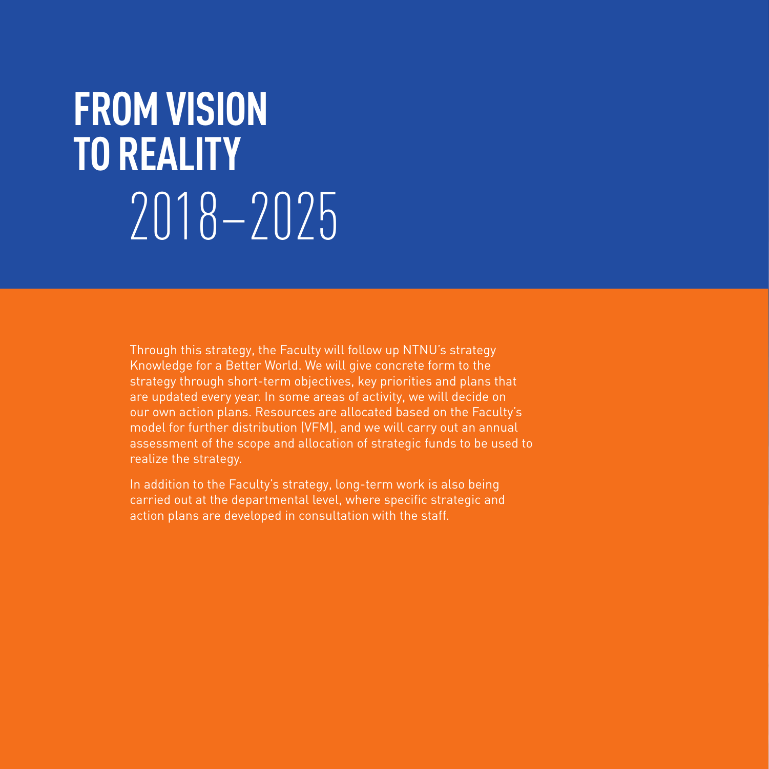# FROM VISION TO REALITY 2018–2025

Through this strategy, the Faculty will follow up NTNU's strategy Knowledge for a Better World. We will give concrete form to the strategy through short-term objectives, key priorities and plans that are updated every year. In some areas of activity, we will decide on our own action plans. Resources are allocated based on the Faculty's model for further distribution (VFM), and we will carry out an annual assessment of the scope and allocation of strategic funds to be used to realize the strategy.

In addition to the Faculty's strategy, long-term work is also being carried out at the departmental level, where specific strategic and action plans are developed in consultation with the staff.